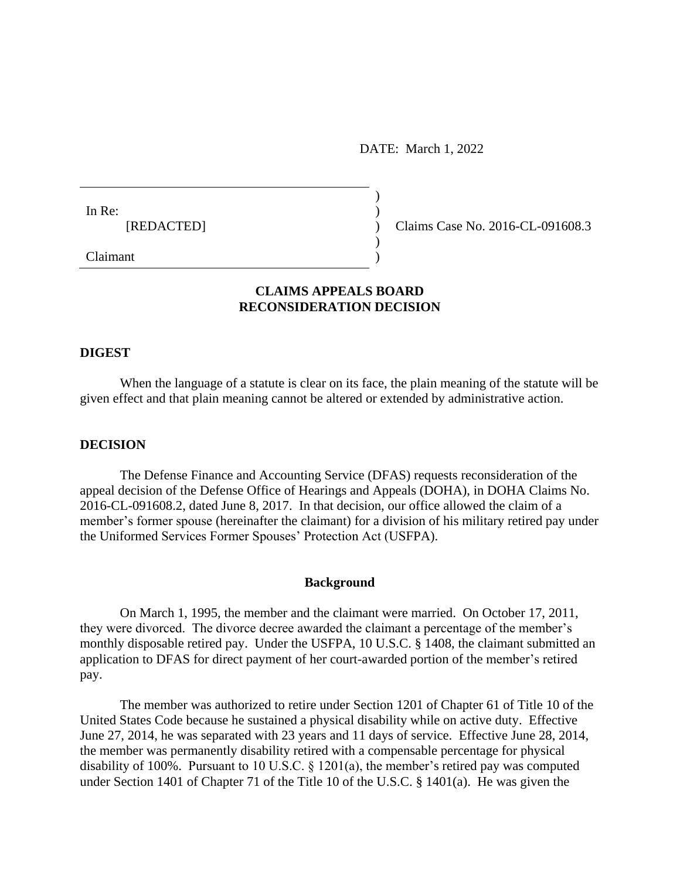DATE: March 1, 2022

In Re:
[REDACTED]

Claimant

Claims Case No. 2016-CL-091608.3

**CLAIMS APPEALS BOARD**
**RECONSIDERATION DECISION**

**DIGEST**

When the language of a statute is clear on its face, the plain meaning of the statute will be given effect and that plain meaning cannot be altered or extended by administrative action.

**DECISION**

The Defense Finance and Accounting Service (DFAS) requests reconsideration of the appeal decision of the Defense Office of Hearings and Appeals (DOHA), in DOHA Claims No. 2016-CL-091608.2, dated June 8, 2017. In that decision, our office allowed the claim of a member's former spouse (hereinafter the claimant) for a division of his military retired pay under the Uniformed Services Former Spouses' Protection Act (USFPA).

**Background**

On March 1, 1995, the member and the claimant were married. On October 17, 2011, they were divorced. The divorce decree awarded the claimant a percentage of the member's monthly disposable retired pay. Under the USFPA, 10 U.S.C. § 1408, the claimant submitted an application to DFAS for direct payment of her court-awarded portion of the member's retired pay.

The member was authorized to retire under Section 1201 of Chapter 61 of Title 10 of the United States Code because he sustained a physical disability while on active duty. Effective June 27, 2014, he was separated with 23 years and 11 days of service. Effective June 28, 2014, the member was permanently disability retired with a compensable percentage for physical disability of 100%. Pursuant to 10 U.S.C. § 1201(a), the member's retired pay was computed under Section 1401 of Chapter 71 of the Title 10 of the U.S.C. § 1401(a). He was given the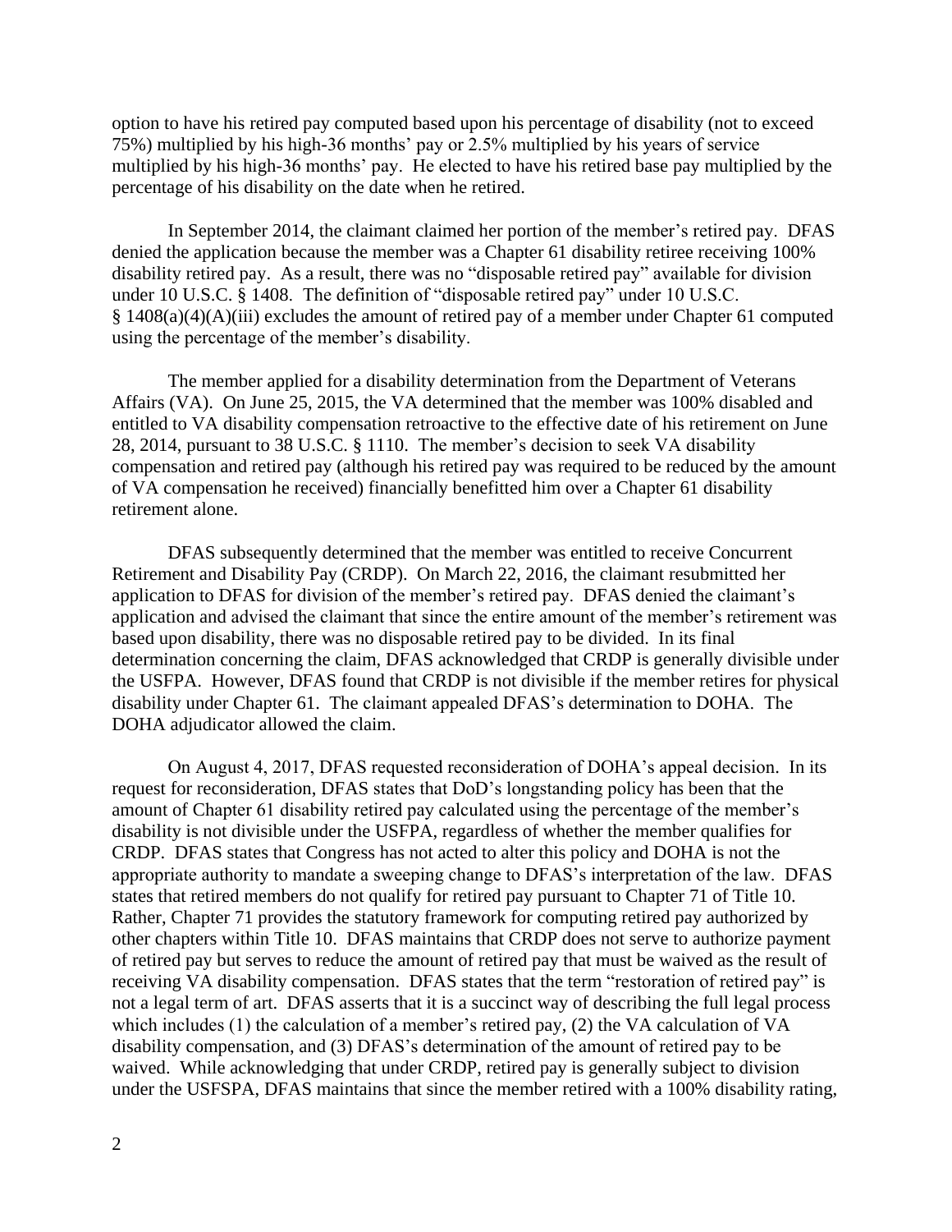option to have his retired pay computed based upon his percentage of disability (not to exceed 75%) multiplied by his high-36 months' pay or 2.5% multiplied by his years of service multiplied by his high-36 months' pay. He elected to have his retired base pay multiplied by the percentage of his disability on the date when he retired.

In September 2014, the claimant claimed her portion of the member's retired pay. DFAS denied the application because the member was a Chapter 61 disability retiree receiving 100% disability retired pay. As a result, there was no "disposable retired pay" available for division under 10 U.S.C. § 1408. The definition of "disposable retired pay" under 10 U.S.C. § 1408(a)(4)(A)(iii) excludes the amount of retired pay of a member under Chapter 61 computed using the percentage of the member's disability.

The member applied for a disability determination from the Department of Veterans Affairs (VA). On June 25, 2015, the VA determined that the member was 100% disabled and entitled to VA disability compensation retroactive to the effective date of his retirement on June 28, 2014, pursuant to 38 U.S.C. § 1110. The member's decision to seek VA disability compensation and retired pay (although his retired pay was required to be reduced by the amount of VA compensation he received) financially benefitted him over a Chapter 61 disability retirement alone.

DFAS subsequently determined that the member was entitled to receive Concurrent Retirement and Disability Pay (CRDP). On March 22, 2016, the claimant resubmitted her application to DFAS for division of the member's retired pay. DFAS denied the claimant's application and advised the claimant that since the entire amount of the member's retirement was based upon disability, there was no disposable retired pay to be divided. In its final determination concerning the claim, DFAS acknowledged that CRDP is generally divisible under the USFPA. However, DFAS found that CRDP is not divisible if the member retires for physical disability under Chapter 61. The claimant appealed DFAS's determination to DOHA. The DOHA adjudicator allowed the claim.

On August 4, 2017, DFAS requested reconsideration of DOHA's appeal decision. In its request for reconsideration, DFAS states that DoD's longstanding policy has been that the amount of Chapter 61 disability retired pay calculated using the percentage of the member's disability is not divisible under the USFPA, regardless of whether the member qualifies for CRDP. DFAS states that Congress has not acted to alter this policy and DOHA is not the appropriate authority to mandate a sweeping change to DFAS's interpretation of the law. DFAS states that retired members do not qualify for retired pay pursuant to Chapter 71 of Title 10. Rather, Chapter 71 provides the statutory framework for computing retired pay authorized by other chapters within Title 10. DFAS maintains that CRDP does not serve to authorize payment of retired pay but serves to reduce the amount of retired pay that must be waived as the result of receiving VA disability compensation. DFAS states that the term "restoration of retired pay" is not a legal term of art. DFAS asserts that it is a succinct way of describing the full legal process which includes (1) the calculation of a member's retired pay, (2) the VA calculation of VA disability compensation, and (3) DFAS's determination of the amount of retired pay to be waived. While acknowledging that under CRDP, retired pay is generally subject to division under the USFSPA, DFAS maintains that since the member retired with a 100% disability rating,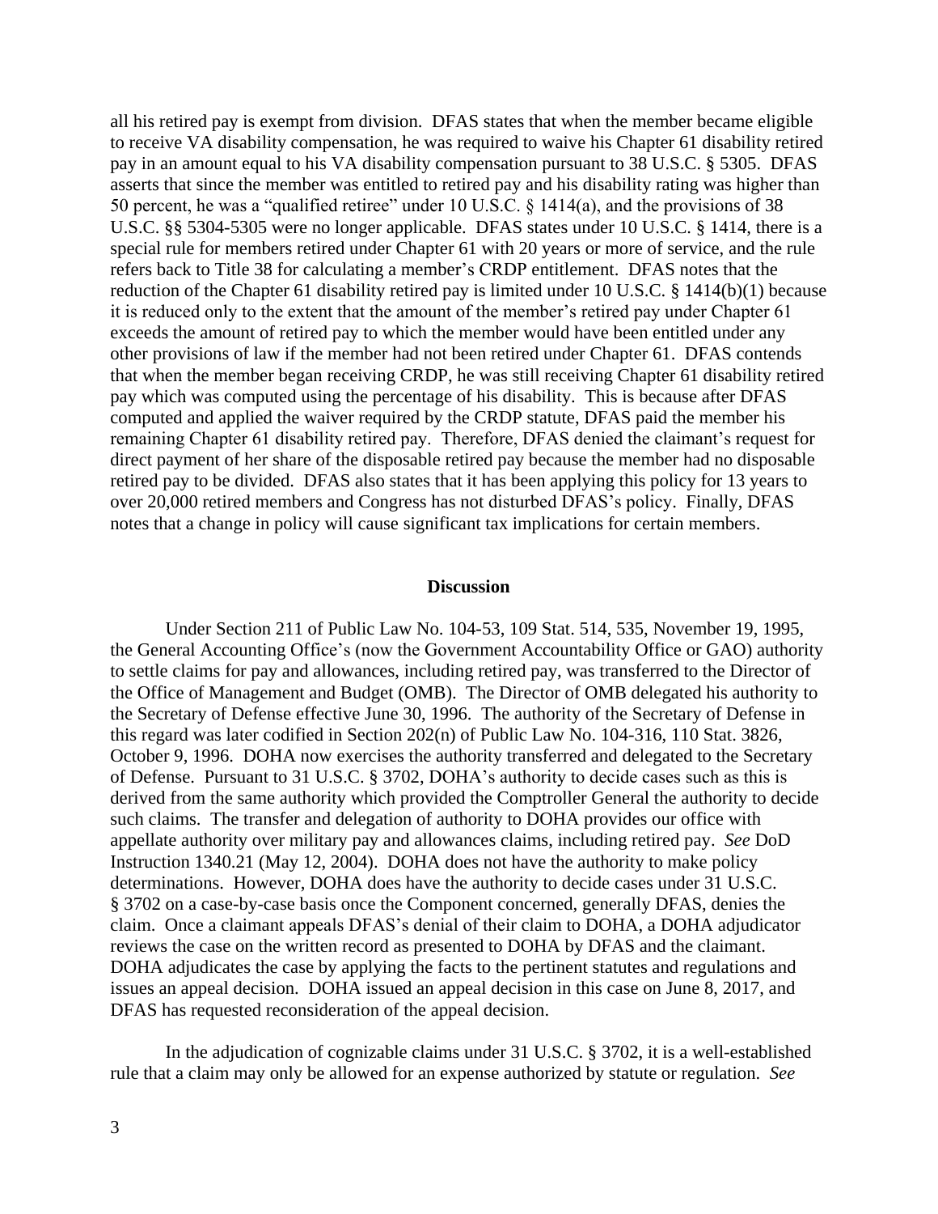all his retired pay is exempt from division. DFAS states that when the member became eligible to receive VA disability compensation, he was required to waive his Chapter 61 disability retired pay in an amount equal to his VA disability compensation pursuant to 38 U.S.C. § 5305. DFAS asserts that since the member was entitled to retired pay and his disability rating was higher than 50 percent, he was a "qualified retiree" under 10 U.S.C. § 1414(a), and the provisions of 38 U.S.C. §§ 5304-5305 were no longer applicable. DFAS states under 10 U.S.C. § 1414, there is a special rule for members retired under Chapter 61 with 20 years or more of service, and the rule refers back to Title 38 for calculating a member's CRDP entitlement. DFAS notes that the reduction of the Chapter 61 disability retired pay is limited under 10 U.S.C. § 1414(b)(1) because it is reduced only to the extent that the amount of the member's retired pay under Chapter 61 exceeds the amount of retired pay to which the member would have been entitled under any other provisions of law if the member had not been retired under Chapter 61. DFAS contends that when the member began receiving CRDP, he was still receiving Chapter 61 disability retired pay which was computed using the percentage of his disability. This is because after DFAS computed and applied the waiver required by the CRDP statute, DFAS paid the member his remaining Chapter 61 disability retired pay. Therefore, DFAS denied the claimant's request for direct payment of her share of the disposable retired pay because the member had no disposable retired pay to be divided. DFAS also states that it has been applying this policy for 13 years to over 20,000 retired members and Congress has not disturbed DFAS's policy. Finally, DFAS notes that a change in policy will cause significant tax implications for certain members.

## Discussion

Under Section 211 of Public Law No. 104-53, 109 Stat. 514, 535, November 19, 1995, the General Accounting Office's (now the Government Accountability Office or GAO) authority to settle claims for pay and allowances, including retired pay, was transferred to the Director of the Office of Management and Budget (OMB). The Director of OMB delegated his authority to the Secretary of Defense effective June 30, 1996. The authority of the Secretary of Defense in this regard was later codified in Section 202(n) of Public Law No. 104-316, 110 Stat. 3826, October 9, 1996. DOHA now exercises the authority transferred and delegated to the Secretary of Defense. Pursuant to 31 U.S.C. § 3702, DOHA's authority to decide cases such as this is derived from the same authority which provided the Comptroller General the authority to decide such claims. The transfer and delegation of authority to DOHA provides our office with appellate authority over military pay and allowances claims, including retired pay. *See* DoD Instruction 1340.21 (May 12, 2004). DOHA does not have the authority to make policy determinations. However, DOHA does have the authority to decide cases under 31 U.S.C. § 3702 on a case-by-case basis once the Component concerned, generally DFAS, denies the claim. Once a claimant appeals DFAS's denial of their claim to DOHA, a DOHA adjudicator reviews the case on the written record as presented to DOHA by DFAS and the claimant. DOHA adjudicates the case by applying the facts to the pertinent statutes and regulations and issues an appeal decision. DOHA issued an appeal decision in this case on June 8, 2017, and DFAS has requested reconsideration of the appeal decision.

In the adjudication of cognizable claims under 31 U.S.C. § 3702, it is a well-established rule that a claim may only be allowed for an expense authorized by statute or regulation. *See*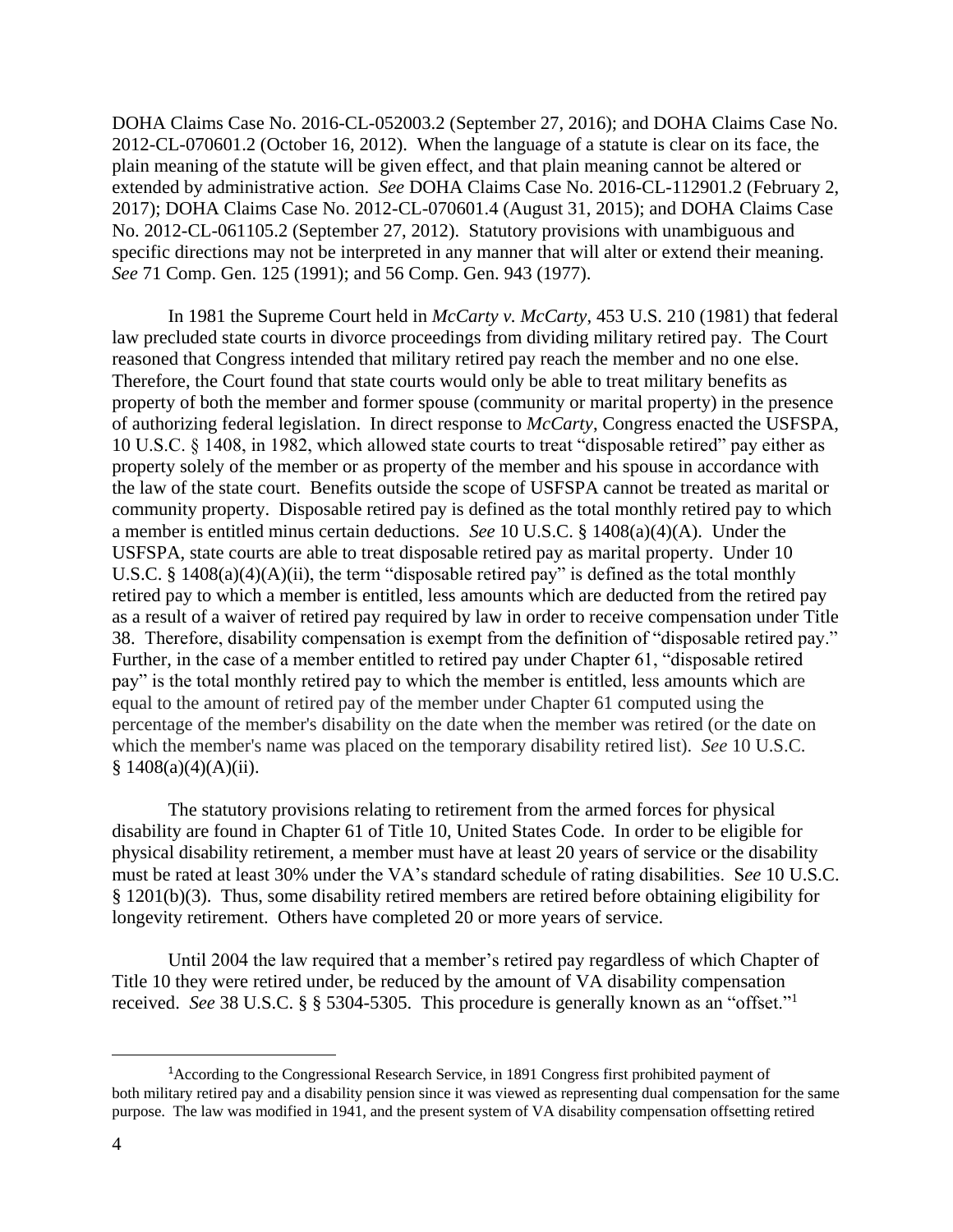DOHA Claims Case No. 2016-CL-052003.2 (September 27, 2016); and DOHA Claims Case No. 2012-CL-070601.2 (October 16, 2012). When the language of a statute is clear on its face, the plain meaning of the statute will be given effect, and that plain meaning cannot be altered or extended by administrative action. *See* DOHA Claims Case No. 2016-CL-112901.2 (February 2, 2017); DOHA Claims Case No. 2012-CL-070601.4 (August 31, 2015); and DOHA Claims Case No. 2012-CL-061105.2 (September 27, 2012). Statutory provisions with unambiguous and specific directions may not be interpreted in any manner that will alter or extend their meaning. *See* 71 Comp. Gen. 125 (1991); and 56 Comp. Gen. 943 (1977).

In 1981 the Supreme Court held in *McCarty v. McCarty*, 453 U.S. 210 (1981) that federal law precluded state courts in divorce proceedings from dividing military retired pay. The Court reasoned that Congress intended that military retired pay reach the member and no one else. Therefore, the Court found that state courts would only be able to treat military benefits as property of both the member and former spouse (community or marital property) in the presence of authorizing federal legislation. In direct response to *McCarty*, Congress enacted the USFSPA, 10 U.S.C. § 1408, in 1982, which allowed state courts to treat "disposable retired" pay either as property solely of the member or as property of the member and his spouse in accordance with the law of the state court. Benefits outside the scope of USFSPA cannot be treated as marital or community property. Disposable retired pay is defined as the total monthly retired pay to which a member is entitled minus certain deductions. *See* 10 U.S.C. § 1408(a)(4)(A). Under the USFSPA, state courts are able to treat disposable retired pay as marital property. Under 10 U.S.C. § 1408(a)(4)(A)(ii), the term "disposable retired pay" is defined as the total monthly retired pay to which a member is entitled, less amounts which are deducted from the retired pay as a result of a waiver of retired pay required by law in order to receive compensation under Title 38. Therefore, disability compensation is exempt from the definition of "disposable retired pay." Further, in the case of a member entitled to retired pay under Chapter 61, "disposable retired pay" is the total monthly retired pay to which the member is entitled, less amounts which are equal to the amount of retired pay of the member under Chapter 61 computed using the percentage of the member's disability on the date when the member was retired (or the date on which the member's name was placed on the temporary disability retired list). *See* 10 U.S.C. § 1408(a)(4)(A)(ii).

The statutory provisions relating to retirement from the armed forces for physical disability are found in Chapter 61 of Title 10, United States Code. In order to be eligible for physical disability retirement, a member must have at least 20 years of service or the disability must be rated at least 30% under the VA's standard schedule of rating disabilities. S*ee* 10 U.S.C. § 1201(b)(3). Thus, some disability retired members are retired before obtaining eligibility for longevity retirement. Others have completed 20 or more years of service.

Until 2004 the law required that a member's retired pay regardless of which Chapter of Title 10 they were retired under, be reduced by the amount of VA disability compensation received. *See* 38 U.S.C. § § 5304-5305. This procedure is generally known as an "offset."[1]

[1]According to the Congressional Research Service, in 1891 Congress first prohibited payment of both military retired pay and a disability pension since it was viewed as representing dual compensation for the same purpose. The law was modified in 1941, and the present system of VA disability compensation offsetting retired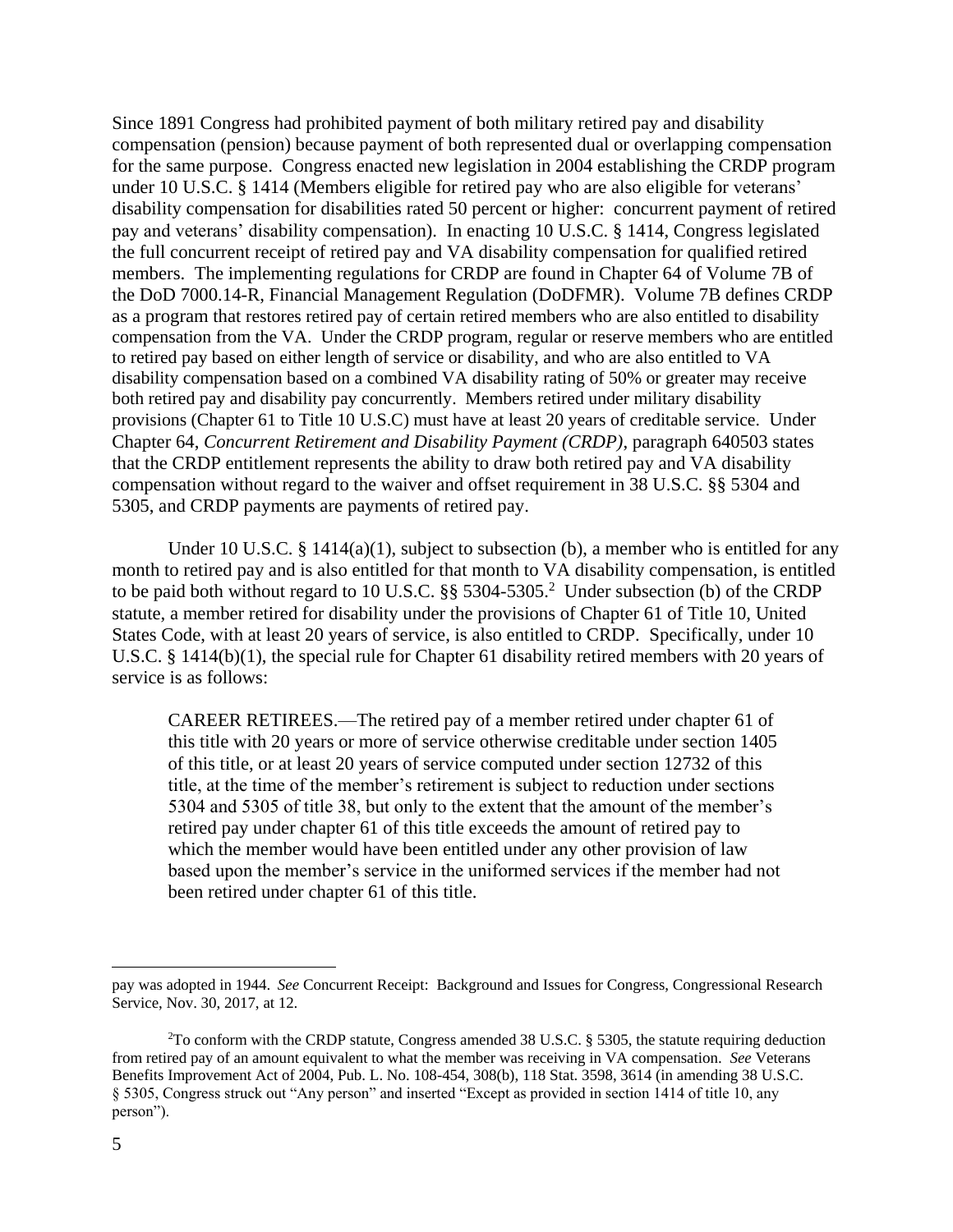Since 1891 Congress had prohibited payment of both military retired pay and disability compensation (pension) because payment of both represented dual or overlapping compensation for the same purpose. Congress enacted new legislation in 2004 establishing the CRDP program under 10 U.S.C. § 1414 (Members eligible for retired pay who are also eligible for veterans' disability compensation for disabilities rated 50 percent or higher: concurrent payment of retired pay and veterans' disability compensation). In enacting 10 U.S.C. § 1414, Congress legislated the full concurrent receipt of retired pay and VA disability compensation for qualified retired members. The implementing regulations for CRDP are found in Chapter 64 of Volume 7B of the DoD 7000.14-R, Financial Management Regulation (DoDFMR). Volume 7B defines CRDP as a program that restores retired pay of certain retired members who are also entitled to disability compensation from the VA. Under the CRDP program, regular or reserve members who are entitled to retired pay based on either length of service or disability, and who are also entitled to VA disability compensation based on a combined VA disability rating of 50% or greater may receive both retired pay and disability pay concurrently. Members retired under military disability provisions (Chapter 61 to Title 10 U.S.C) must have at least 20 years of creditable service. Under Chapter 64, *Concurrent Retirement and Disability Payment (CRDP)*, paragraph 640503 states that the CRDP entitlement represents the ability to draw both retired pay and VA disability compensation without regard to the waiver and offset requirement in 38 U.S.C. §§ 5304 and 5305, and CRDP payments are payments of retired pay.

Under 10 U.S.C. § 1414(a)(1), subject to subsection (b), a member who is entitled for any month to retired pay and is also entitled for that month to VA disability compensation, is entitled to be paid both without regard to 10 U.S.C. §§ 5304-5305.[2] Under subsection (b) of the CRDP statute, a member retired for disability under the provisions of Chapter 61 of Title 10, United States Code, with at least 20 years of service, is also entitled to CRDP. Specifically, under 10 U.S.C. § 1414(b)(1), the special rule for Chapter 61 disability retired members with 20 years of service is as follows:

> CAREER RETIREES.—The retired pay of a member retired under chapter 61 of this title with 20 years or more of service otherwise creditable under section 1405 of this title, or at least 20 years of service computed under section 12732 of this title, at the time of the member's retirement is subject to reduction under sections 5304 and 5305 of title 38, but only to the extent that the amount of the member's retired pay under chapter 61 of this title exceeds the amount of retired pay to which the member would have been entitled under any other provision of law based upon the member's service in the uniformed services if the member had not been retired under chapter 61 of this title.

---

pay was adopted in 1944. *See* Concurrent Receipt: Background and Issues for Congress, Congressional Research Service, Nov. 30, 2017, at 12.

[2] To conform with the CRDP statute, Congress amended 38 U.S.C. § 5305, the statute requiring deduction from retired pay of an amount equivalent to what the member was receiving in VA compensation. *See* Veterans Benefits Improvement Act of 2004, Pub. L. No. 108-454, 308(b), 118 Stat. 3598, 3614 (in amending 38 U.S.C. § 5305, Congress struck out "Any person" and inserted "Except as provided in section 1414 of title 10, any person").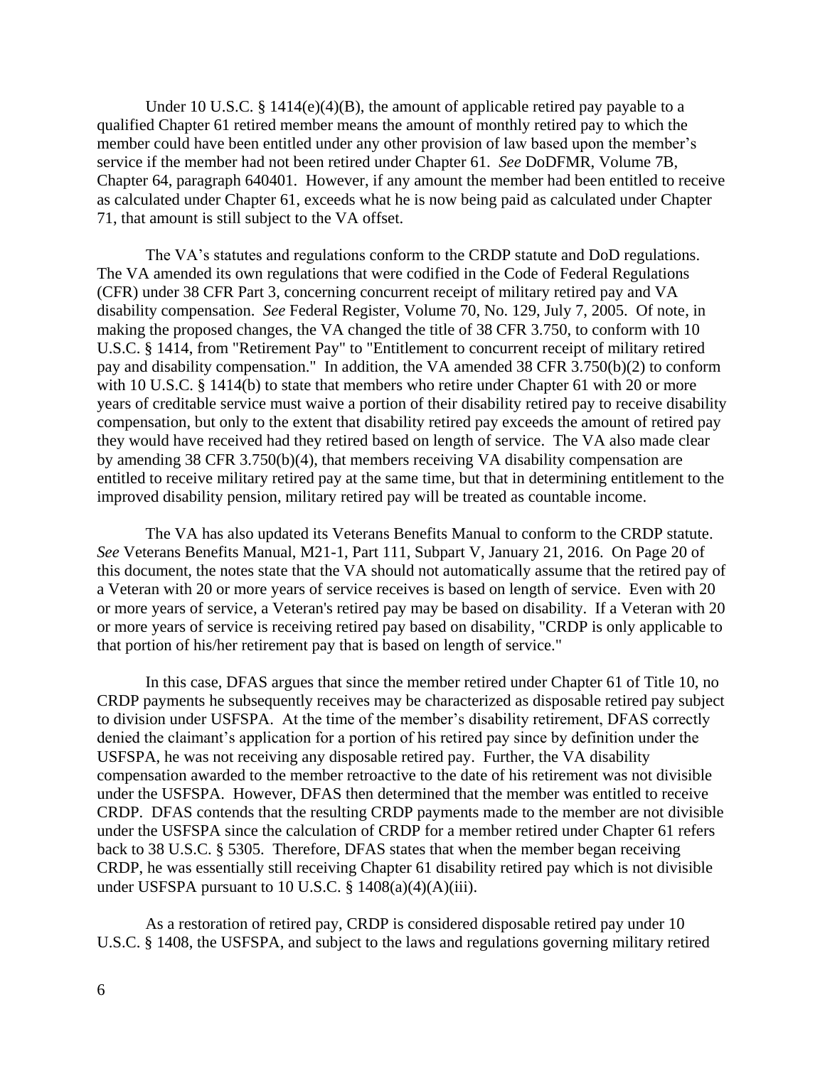Under 10 U.S.C. § 1414(e)(4)(B), the amount of applicable retired pay payable to a qualified Chapter 61 retired member means the amount of monthly retired pay to which the member could have been entitled under any other provision of law based upon the member's service if the member had not been retired under Chapter 61. *See* DoDFMR, Volume 7B, Chapter 64, paragraph 640401. However, if any amount the member had been entitled to receive as calculated under Chapter 61, exceeds what he is now being paid as calculated under Chapter 71, that amount is still subject to the VA offset.

The VA's statutes and regulations conform to the CRDP statute and DoD regulations. The VA amended its own regulations that were codified in the Code of Federal Regulations (CFR) under 38 CFR Part 3, concerning concurrent receipt of military retired pay and VA disability compensation. *See* Federal Register, Volume 70, No. 129, July 7, 2005. Of note, in making the proposed changes, the VA changed the title of 38 CFR 3.750, to conform with 10 U.S.C. § 1414, from "Retirement Pay" to "Entitlement to concurrent receipt of military retired pay and disability compensation." In addition, the VA amended 38 CFR 3.750(b)(2) to conform with 10 U.S.C. § 1414(b) to state that members who retire under Chapter 61 with 20 or more years of creditable service must waive a portion of their disability retired pay to receive disability compensation, but only to the extent that disability retired pay exceeds the amount of retired pay they would have received had they retired based on length of service. The VA also made clear by amending 38 CFR 3.750(b)(4), that members receiving VA disability compensation are entitled to receive military retired pay at the same time, but that in determining entitlement to the improved disability pension, military retired pay will be treated as countable income.

The VA has also updated its Veterans Benefits Manual to conform to the CRDP statute. *See* Veterans Benefits Manual, M21-1, Part 111, Subpart V, January 21, 2016. On Page 20 of this document, the notes state that the VA should not automatically assume that the retired pay of a Veteran with 20 or more years of service receives is based on length of service. Even with 20 or more years of service, a Veteran's retired pay may be based on disability. If a Veteran with 20 or more years of service is receiving retired pay based on disability, "CRDP is only applicable to that portion of his/her retirement pay that is based on length of service."

In this case, DFAS argues that since the member retired under Chapter 61 of Title 10, no CRDP payments he subsequently receives may be characterized as disposable retired pay subject to division under USFSPA. At the time of the member's disability retirement, DFAS correctly denied the claimant's application for a portion of his retired pay since by definition under the USFSPA, he was not receiving any disposable retired pay. Further, the VA disability compensation awarded to the member retroactive to the date of his retirement was not divisible under the USFSPA. However, DFAS then determined that the member was entitled to receive CRDP. DFAS contends that the resulting CRDP payments made to the member are not divisible under the USFSPA since the calculation of CRDP for a member retired under Chapter 61 refers back to 38 U.S.C. § 5305. Therefore, DFAS states that when the member began receiving CRDP, he was essentially still receiving Chapter 61 disability retired pay which is not divisible under USFSPA pursuant to 10 U.S.C. § 1408(a)(4)(A)(iii).

As a restoration of retired pay, CRDP is considered disposable retired pay under 10 U.S.C. § 1408, the USFSPA, and subject to the laws and regulations governing military retired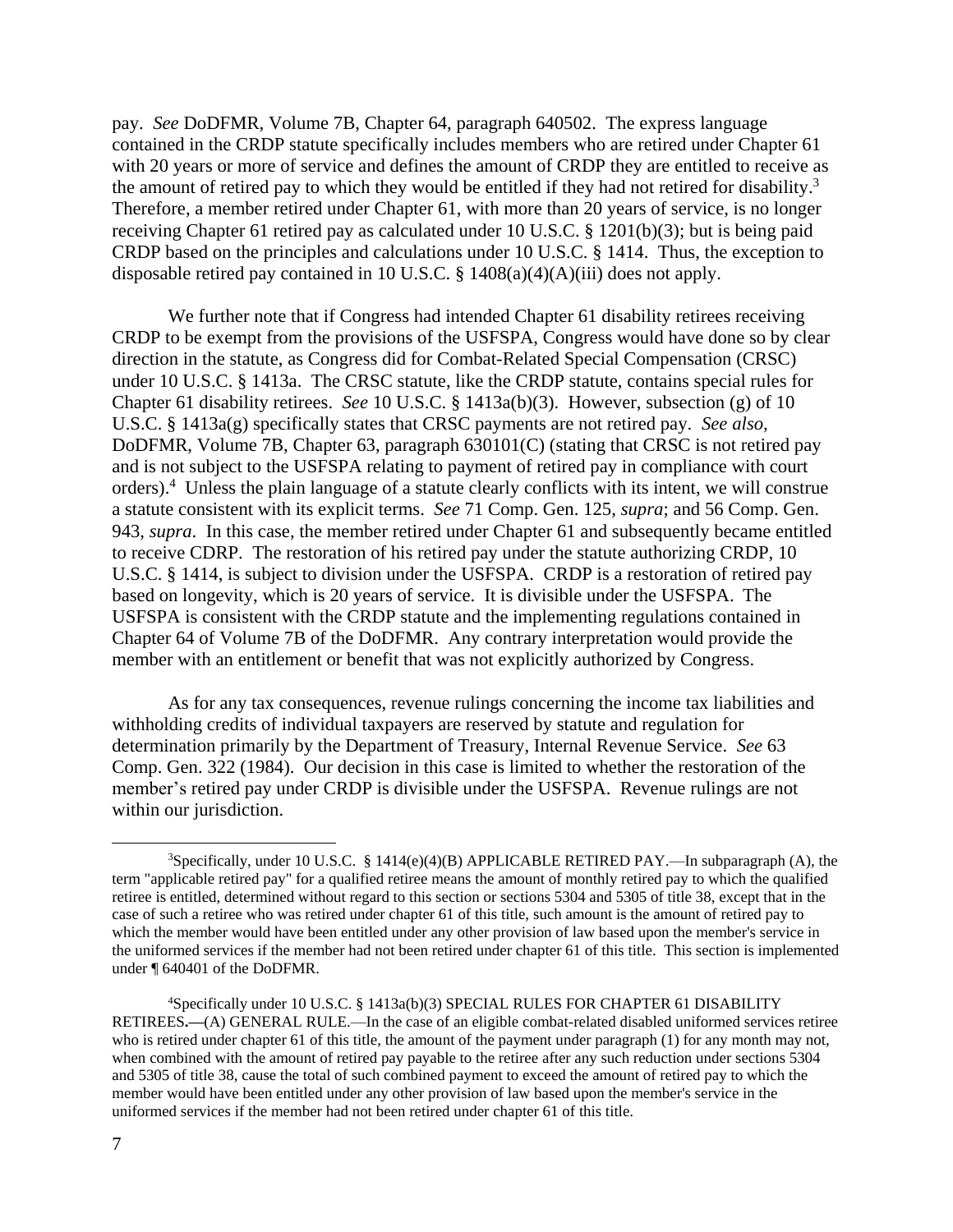pay. *See* DoDFMR, Volume 7B, Chapter 64, paragraph 640502. The express language contained in the CRDP statute specifically includes members who are retired under Chapter 61 with 20 years or more of service and defines the amount of CRDP they are entitled to receive as the amount of retired pay to which they would be entitled if they had not retired for disability.[3] Therefore, a member retired under Chapter 61, with more than 20 years of service, is no longer receiving Chapter 61 retired pay as calculated under 10 U.S.C. § 1201(b)(3); but is being paid CRDP based on the principles and calculations under 10 U.S.C. § 1414. Thus, the exception to disposable retired pay contained in 10 U.S.C. § 1408(a)(4)(A)(iii) does not apply.

We further note that if Congress had intended Chapter 61 disability retirees receiving CRDP to be exempt from the provisions of the USFSPA, Congress would have done so by clear direction in the statute, as Congress did for Combat-Related Special Compensation (CRSC) under 10 U.S.C. § 1413a. The CRSC statute, like the CRDP statute, contains special rules for Chapter 61 disability retirees. *See* 10 U.S.C. § 1413a(b)(3). However, subsection (g) of 10 U.S.C. § 1413a(g) specifically states that CRSC payments are not retired pay. *See also,* DoDFMR, Volume 7B, Chapter 63, paragraph 630101(C) (stating that CRSC is not retired pay and is not subject to the USFSPA relating to payment of retired pay in compliance with court orders).[4] Unless the plain language of a statute clearly conflicts with its intent, we will construe a statute consistent with its explicit terms. *See* 71 Comp. Gen. 125, *supra*; and 56 Comp. Gen. 943, *supra*. In this case, the member retired under Chapter 61 and subsequently became entitled to receive CDRP. The restoration of his retired pay under the statute authorizing CRDP, 10 U.S.C. § 1414, is subject to division under the USFSPA. CRDP is a restoration of retired pay based on longevity, which is 20 years of service. It is divisible under the USFSPA. The USFSPA is consistent with the CRDP statute and the implementing regulations contained in Chapter 64 of Volume 7B of the DoDFMR. Any contrary interpretation would provide the member with an entitlement or benefit that was not explicitly authorized by Congress.

As for any tax consequences, revenue rulings concerning the income tax liabilities and withholding credits of individual taxpayers are reserved by statute and regulation for determination primarily by the Department of Treasury, Internal Revenue Service. *See* 63 Comp. Gen. 322 (1984). Our decision in this case is limited to whether the restoration of the member's retired pay under CRDP is divisible under the USFSPA. Revenue rulings are not within our jurisdiction.

---

[3]Specifically, under 10 U.S.C. § 1414(e)(4)(B) APPLICABLE RETIRED PAY.—In subparagraph (A), the term "applicable retired pay" for a qualified retiree means the amount of monthly retired pay to which the qualified retiree is entitled, determined without regard to this section or sections 5304 and 5305 of title 38, except that in the case of such a retiree who was retired under chapter 61 of this title, such amount is the amount of retired pay to which the member would have been entitled under any other provision of law based upon the member's service in the uniformed services if the member had not been retired under chapter 61 of this title. This section is implemented under ¶ 640401 of the DoDFMR.

[4]Specifically under 10 U.S.C. § 1413a(b)(3) SPECIAL RULES FOR CHAPTER 61 DISABILITY RETIREES.—(A) GENERAL RULE.—In the case of an eligible combat-related disabled uniformed services retiree who is retired under chapter 61 of this title, the amount of the payment under paragraph (1) for any month may not, when combined with the amount of retired pay payable to the retiree after any such reduction under sections 5304 and 5305 of title 38, cause the total of such combined payment to exceed the amount of retired pay to which the member would have been entitled under any other provision of law based upon the member's service in the uniformed services if the member had not been retired under chapter 61 of this title.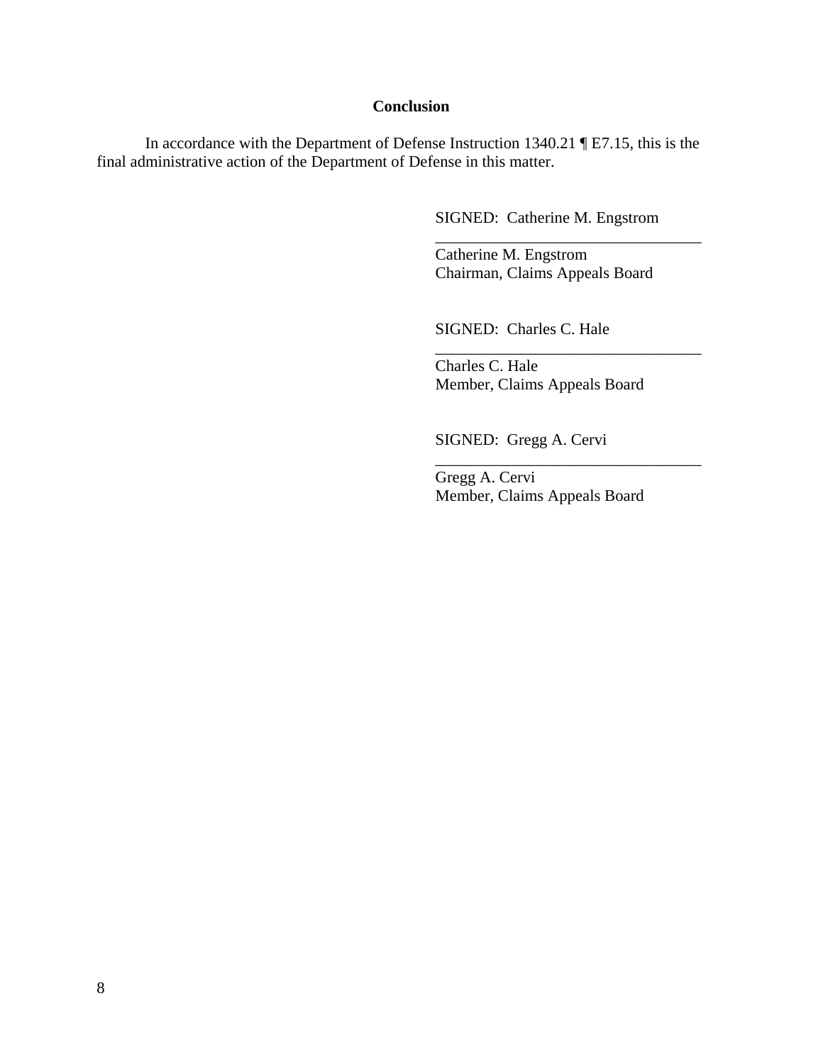## Conclusion

In accordance with the Department of Defense Instruction 1340.21 ¶ E7.15, this is the final administrative action of the Department of Defense in this matter.

SIGNED: Catherine M. Engstrom

\_\_\_\_\_\_\_\_\_\_\_\_\_\_\_\_\_\_\_\_\_\_\_\_\_\_\_\_\_\_\_\_\_

Catherine M. Engstrom
Chairman, Claims Appeals Board

SIGNED: Charles C. Hale

\_\_\_\_\_\_\_\_\_\_\_\_\_\_\_\_\_\_\_\_\_\_\_\_\_\_\_\_\_\_\_\_\_

Charles C. Hale
Member, Claims Appeals Board

SIGNED: Gregg A. Cervi

\_\_\_\_\_\_\_\_\_\_\_\_\_\_\_\_\_\_\_\_\_\_\_\_\_\_\_\_\_\_\_\_\_

Gregg A. Cervi
Member, Claims Appeals Board